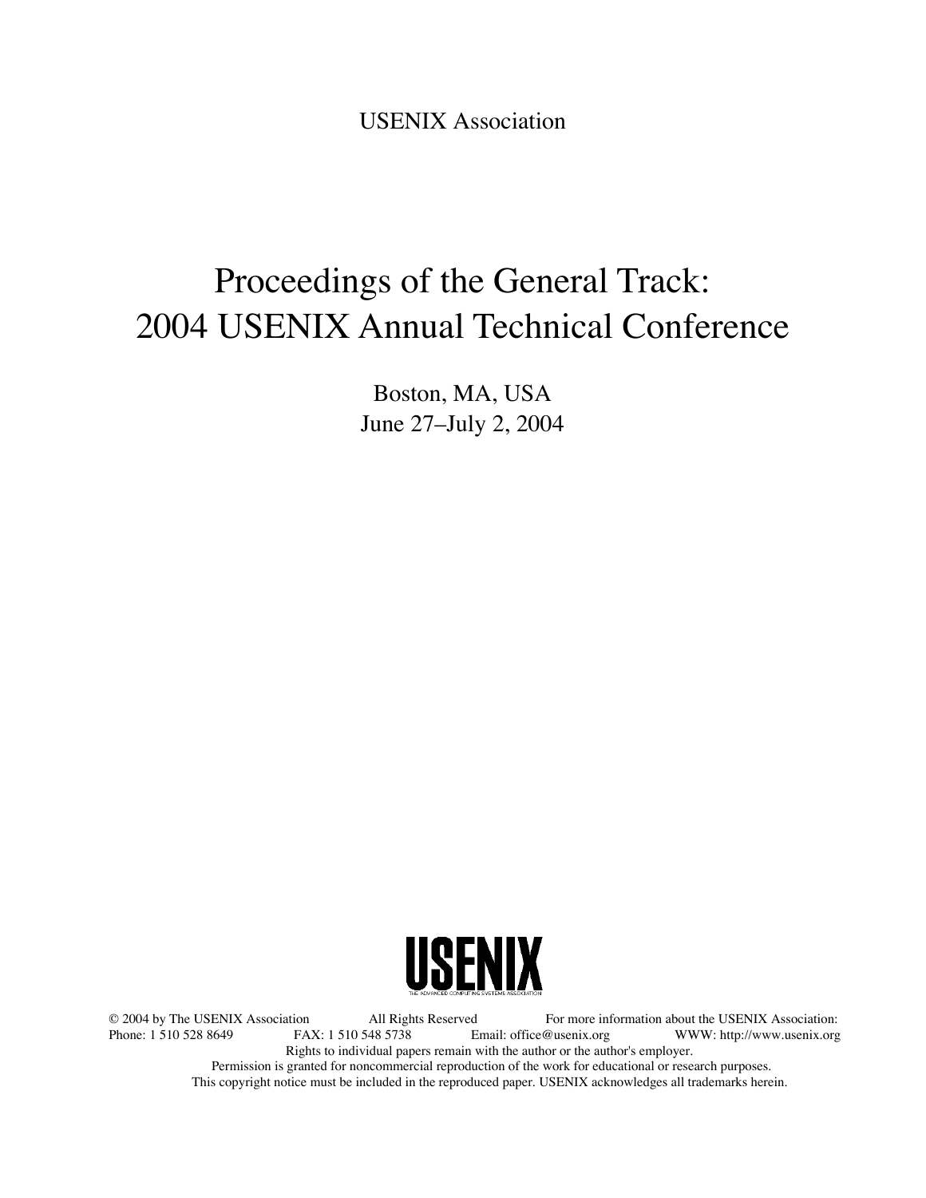USENIX Association

# Proceedings of the General Track: 2004 USENIX Annual Technical Conference

Boston, MA, USA
June 27–July 2, 2004

USENIX
THE ADVANCED COMPUTING SYSTEMS ASSOCIATION

© 2004 by The USENIX Association All Rights Reserved For more information about the USENIX Association:
Phone: 1 510 528 8649 FAX: 1 510 548 5738 Email: office@usenix.org WWW: http://www.usenix.org
Rights to individual papers remain with the author or the author's employer.
Permission is granted for noncommercial reproduction of the work for educational or research purposes.
This copyright notice must be included in the reproduced paper. USENIX acknowledges all trademarks herein.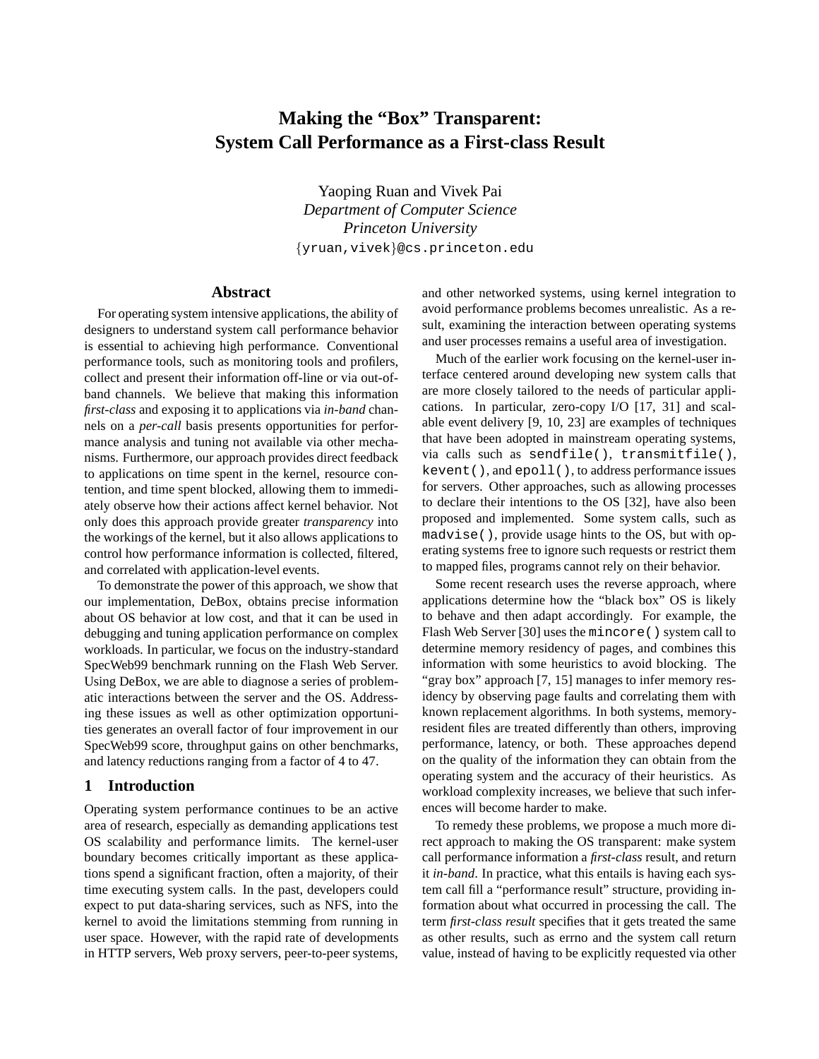# Making the "Box" Transparent: System Call Performance as a First-class Result

Yaoping Ruan and Vivek Pai
*Department of Computer Science*
*Princeton University*
{yruan,vivek}@cs.princeton.edu

## Abstract

For operating system intensive applications, the ability of designers to understand system call performance behavior is essential to achieving high performance. Conventional performance tools, such as monitoring tools and profilers, collect and present their information off-line or via out-of-band channels. We believe that making this information *first-class* and exposing it to applications via *in-band* channels on a *per-call* basis presents opportunities for performance analysis and tuning not available via other mechanisms. Furthermore, our approach provides direct feedback to applications on time spent in the kernel, resource contention, and time spent blocked, allowing them to immediately observe how their actions affect kernel behavior. Not only does this approach provide greater *transparency* into the workings of the kernel, but it also allows applications to control how performance information is collected, filtered, and correlated with application-level events.

To demonstrate the power of this approach, we show that our implementation, DeBox, obtains precise information about OS behavior at low cost, and that it can be used in debugging and tuning application performance on complex workloads. In particular, we focus on the industry-standard SpecWeb99 benchmark running on the Flash Web Server. Using DeBox, we are able to diagnose a series of problematic interactions between the server and the OS. Addressing these issues as well as other optimization opportunities generates an overall factor of four improvement in our SpecWeb99 score, throughput gains on other benchmarks, and latency reductions ranging from a factor of 4 to 47.

## 1 Introduction

Operating system performance continues to be an active area of research, especially as demanding applications test OS scalability and performance limits. The kernel-user boundary becomes critically important as these applications spend a significant fraction, often a majority, of their time executing system calls. In the past, developers could expect to put data-sharing services, such as NFS, into the kernel to avoid the limitations stemming from running in user space. However, with the rapid rate of developments in HTTP servers, Web proxy servers, peer-to-peer systems, and other networked systems, using kernel integration to avoid performance problems becomes unrealistic. As a result, examining the interaction between operating systems and user processes remains a useful area of investigation.

Much of the earlier work focusing on the kernel-user interface centered around developing new system calls that are more closely tailored to the needs of particular applications. In particular, zero-copy I/O [17, 31] and scalable event delivery [9, 10, 23] are examples of techniques that have been adopted in mainstream operating systems, via calls such as `sendfile()`, `transmitfile()`, `kevent()`, and `epoll()`, to address performance issues for servers. Other approaches, such as allowing processes to declare their intentions to the OS [32], have also been proposed and implemented. Some system calls, such as `madvise()`, provide usage hints to the OS, but with operating systems free to ignore such requests or restrict them to mapped files, programs cannot rely on their behavior.

Some recent research uses the reverse approach, where applications determine how the "black box" OS is likely to behave and then adapt accordingly. For example, the Flash Web Server [30] uses the `mincore()` system call to determine memory residency of pages, and combines this information with some heuristics to avoid blocking. The "gray box" approach [7, 15] manages to infer memory residency by observing page faults and correlating them with known replacement algorithms. In both systems, memory-resident files are treated differently than others, improving performance, latency, or both. These approaches depend on the quality of the information they can obtain from the operating system and the accuracy of their heuristics. As workload complexity increases, we believe that such inferences will become harder to make.

To remedy these problems, we propose a much more direct approach to making the OS transparent: make system call performance information a *first-class* result, and return it *in-band*. In practice, what this entails is having each system call fill a "performance result" structure, providing information about what occurred in processing the call. The term *first-class result* specifies that it gets treated the same as other results, such as errno and the system call return value, instead of having to be explicitly requested via other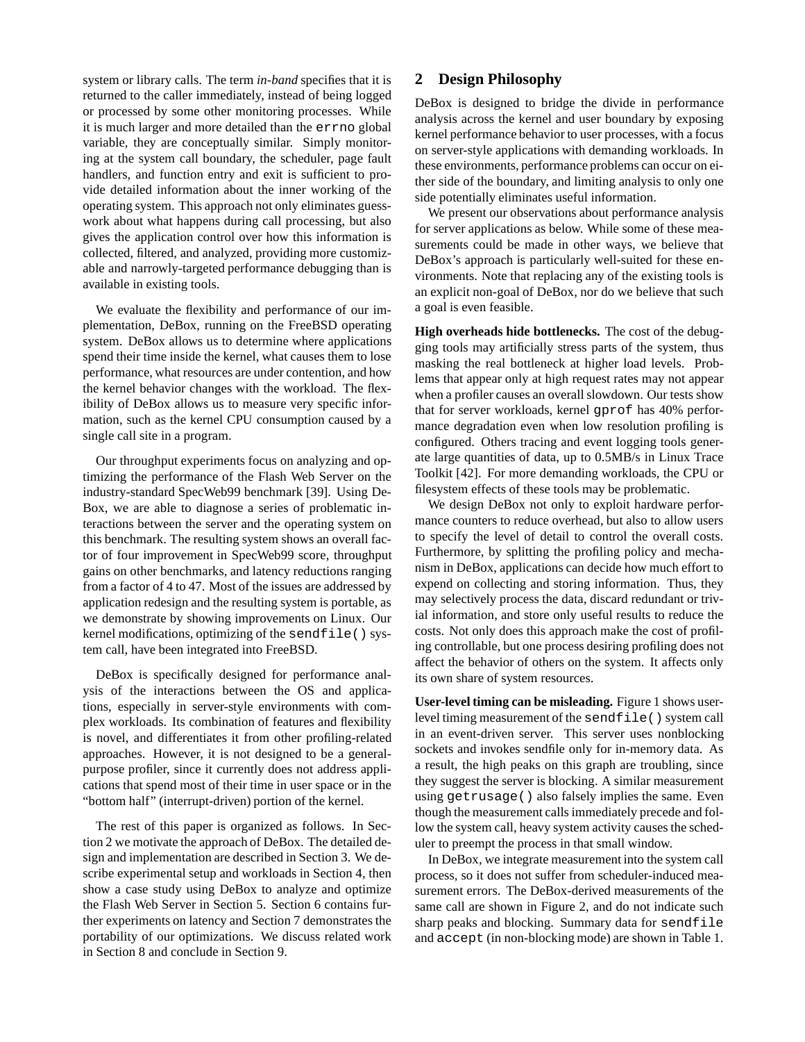system or library calls. The term *in-band* specifies that it is returned to the caller immediately, instead of being logged or processed by some other monitoring processes. While it is much larger and more detailed than the `errno` global variable, they are conceptually similar. Simply monitoring at the system call boundary, the scheduler, page fault handlers, and function entry and exit is sufficient to provide detailed information about the inner working of the operating system. This approach not only eliminates guesswork about what happens during call processing, but also gives the application control over how this information is collected, filtered, and analyzed, providing more customizable and narrowly-targeted performance debugging than is available in existing tools.

We evaluate the flexibility and performance of our implementation, DeBox, running on the FreeBSD operating system. DeBox allows us to determine where applications spend their time inside the kernel, what causes them to lose performance, what resources are under contention, and how the kernel behavior changes with the workload. The flexibility of DeBox allows us to measure very specific information, such as the kernel CPU consumption caused by a single call site in a program.

Our throughput experiments focus on analyzing and optimizing the performance of the Flash Web Server on the industry-standard SpecWeb99 benchmark [39]. Using DeBox, we are able to diagnose a series of problematic interactions between the server and the operating system on this benchmark. The resulting system shows an overall factor of four improvement in SpecWeb99 score, throughput gains on other benchmarks, and latency reductions ranging from a factor of 4 to 47. Most of the issues are addressed by application redesign and the resulting system is portable, as we demonstrate by showing improvements on Linux. Our kernel modifications, optimizing of the `sendfile()` system call, have been integrated into FreeBSD.

DeBox is specifically designed for performance analysis of the interactions between the OS and applications, especially in server-style environments with complex workloads. Its combination of features and flexibility is novel, and differentiates it from other profiling-related approaches. However, it is not designed to be a general-purpose profiler, since it currently does not address applications that spend most of their time in user space or in the "bottom half" (interrupt-driven) portion of the kernel.

The rest of this paper is organized as follows. In Section 2 we motivate the approach of DeBox. The detailed design and implementation are described in Section 3. We describe experimental setup and workloads in Section 4, then show a case study using DeBox to analyze and optimize the Flash Web Server in Section 5. Section 6 contains further experiments on latency and Section 7 demonstrates the portability of our optimizations. We discuss related work in Section 8 and conclude in Section 9.

## 2 Design Philosophy

DeBox is designed to bridge the divide in performance analysis across the kernel and user boundary by exposing kernel performance behavior to user processes, with a focus on server-style applications with demanding workloads. In these environments, performance problems can occur on either side of the boundary, and limiting analysis to only one side potentially eliminates useful information.

We present our observations about performance analysis for server applications as below. While some of these measurements could be made in other ways, we believe that DeBox's approach is particularly well-suited for these environments. Note that replacing any of the existing tools is an explicit non-goal of DeBox, nor do we believe that such a goal is even feasible.

**High overheads hide bottlenecks.** The cost of the debugging tools may artificially stress parts of the system, thus masking the real bottleneck at higher load levels. Problems that appear only at high request rates may not appear when a profiler causes an overall slowdown. Our tests show that for server workloads, kernel `gprof` has 40% performance degradation even when low resolution profiling is configured. Others tracing and event logging tools generate large quantities of data, up to 0.5MB/s in Linux Trace Toolkit [42]. For more demanding workloads, the CPU or filesystem effects of these tools may be problematic.

We design DeBox not only to exploit hardware performance counters to reduce overhead, but also to allow users to specify the level of detail to control the overall costs. Furthermore, by splitting the profiling policy and mechanism in DeBox, applications can decide how much effort to expend on collecting and storing information. Thus, they may selectively process the data, discard redundant or trivial information, and store only useful results to reduce the costs. Not only does this approach make the cost of profiling controllable, but one process desiring profiling does not affect the behavior of others on the system. It affects only its own share of system resources.

**User-level timing can be misleading.** Figure 1 shows user-level timing measurement of the `sendfile()` system call in an event-driven server. This server uses nonblocking sockets and invokes sendfile only for in-memory data. As a result, the high peaks on this graph are troubling, since they suggest the server is blocking. A similar measurement using `getrusage()` also falsely implies the same. Even though the measurement calls immediately precede and follow the system call, heavy system activity causes the scheduler to preempt the process in that small window.

In DeBox, we integrate measurement into the system call process, so it does not suffer from scheduler-induced measurement errors. The DeBox-derived measurements of the same call are shown in Figure 2, and do not indicate such sharp peaks and blocking. Summary data for `sendfile` and `accept` (in non-blocking mode) are shown in Table 1.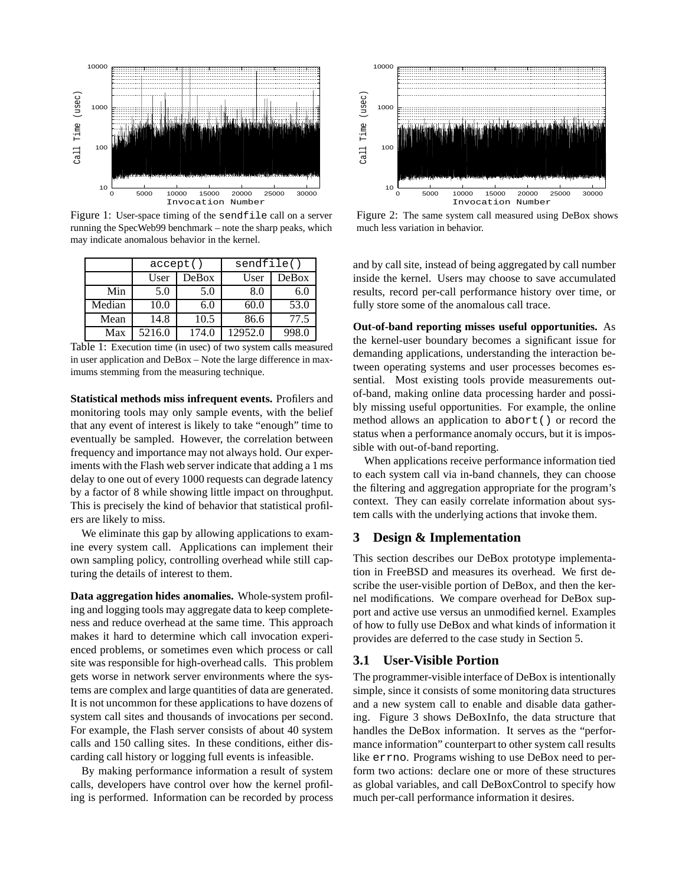Figure 1: User-space timing of the sendfile call on a server running the SpecWeb99 benchmark – note the sharp peaks, which may indicate anomalous behavior in the kernel.

Figure 2: The same system call measured using DeBox shows much less variation in behavior.

| | accept() | | sendfile() | |
|---|---|---|---|---|
| | User | DeBox | User | DeBox |
| Min | 5.0 | 5.0 | 8.0 | 6.0 |
| Median | 10.0 | 6.0 | 60.0 | 53.0 |
| Mean | 14.8 | 10.5 | 86.6 | 77.5 |
| Max | 5216.0 | 174.0 | 12952.0 | 998.0 |

Table 1: Execution time (in usec) of two system calls measured in user application and DeBox – Note the large difference in maximums stemming from the measuring technique.

**Statistical methods miss infrequent events.** Profilers and monitoring tools may only sample events, with the belief that any event of interest is likely to take "enough" time to eventually be sampled. However, the correlation between frequency and importance may not always hold. Our experiments with the Flash web server indicate that adding a 1 ms delay to one out of every 1000 requests can degrade latency by a factor of 8 while showing little impact on throughput. This is precisely the kind of behavior that statistical profilers are likely to miss.

We eliminate this gap by allowing applications to examine every system call. Applications can implement their own sampling policy, controlling overhead while still capturing the details of interest to them.

**Data aggregation hides anomalies.** Whole-system profiling and logging tools may aggregate data to keep completeness and reduce overhead at the same time. This approach makes it hard to determine which call invocation experienced problems, or sometimes even which process or call site was responsible for high-overhead calls. This problem gets worse in network server environments where the systems are complex and large quantities of data are generated. It is not uncommon for these applications to have dozens of system call sites and thousands of invocations per second. For example, the Flash server consists of about 40 system calls and 150 calling sites. In these conditions, either discarding call history or logging full events is infeasible.

By making performance information a result of system calls, developers have control over how the kernel profiling is performed. Information can be recorded by process and by call site, instead of being aggregated by call number inside the kernel. Users may choose to save accumulated results, record per-call performance history over time, or fully store some of the anomalous call trace.

**Out-of-band reporting misses useful opportunities.** As the kernel-user boundary becomes a significant issue for demanding applications, understanding the interaction between operating systems and user processes becomes essential. Most existing tools provide measurements out-of-band, making online data processing harder and possibly missing useful opportunities. For example, the online method allows an application to abort() or record the status when a performance anomaly occurs, but it is impossible with out-of-band reporting.

When applications receive performance information tied to each system call via in-band channels, they can choose the filtering and aggregation appropriate for the program's context. They can easily correlate information about system calls with the underlying actions that invoke them.

## 3 Design & Implementation

This section describes our DeBox prototype implementation in FreeBSD and measures its overhead. We first describe the user-visible portion of DeBox, and then the kernel modifications. We compare overhead for DeBox support and active use versus an unmodified kernel. Examples of how to fully use DeBox and what kinds of information it provides are deferred to the case study in Section 5.

### 3.1 User-Visible Portion

The programmer-visible interface of DeBox is intentionally simple, since it consists of some monitoring data structures and a new system call to enable and disable data gathering. Figure 3 shows DeBoxInfo, the data structure that handles the DeBox information. It serves as the "performance information" counterpart to other system call results like errno. Programs wishing to use DeBox need to perform two actions: declare one or more of these structures as global variables, and call DeBoxControl to specify how much per-call performance information it desires.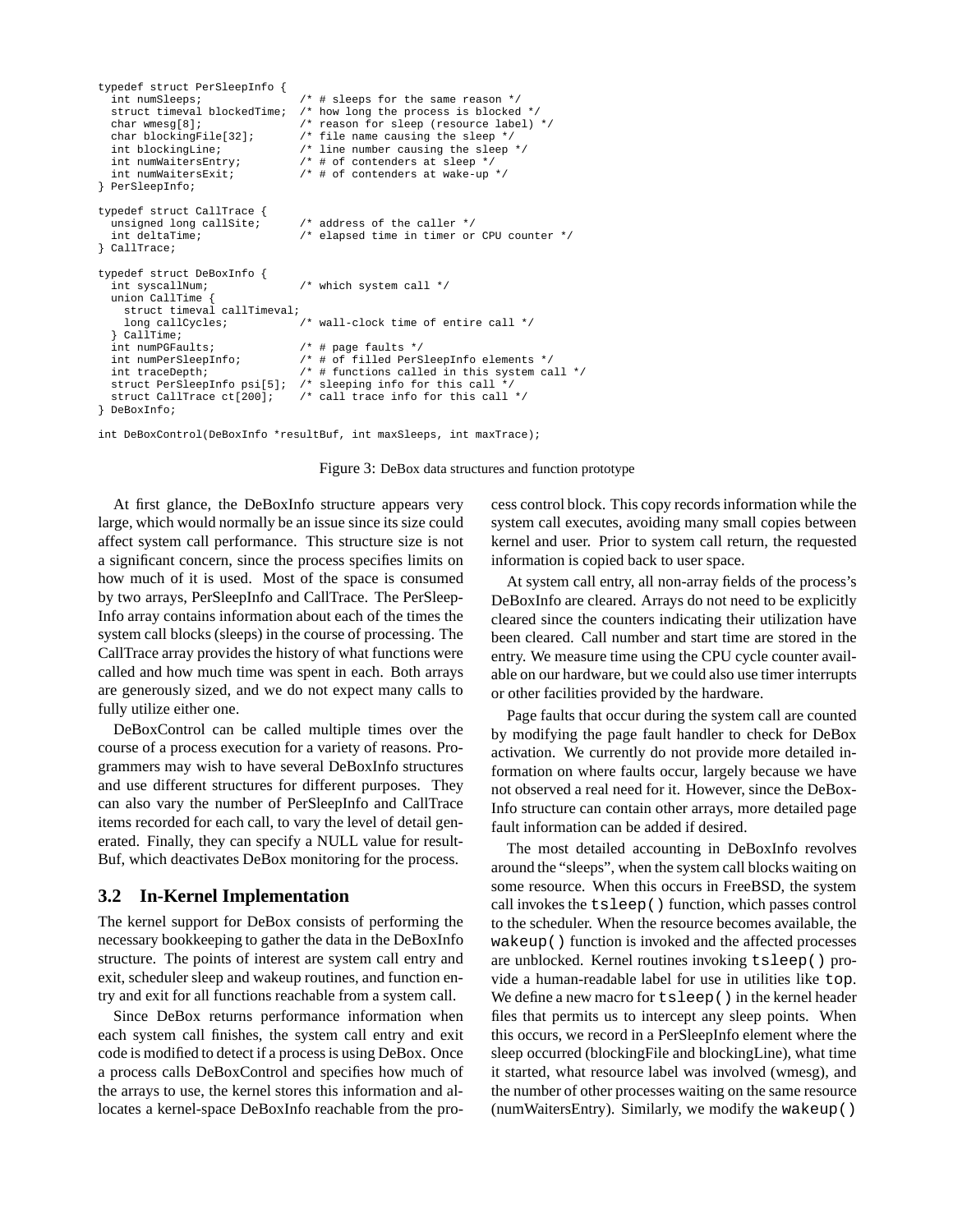```
typedef struct PerSleepInfo {
  int numSleeps;              /* # sleeps for the same reason */
  struct timeval blockedTime; /* how long the process is blocked */
  char wmesg[8];              /* reason for sleep (resource label) */
  char blockingFile[32];      /* file name causing the sleep */
  int blockingLine;           /* line number causing the sleep */
  int numWaitersEntry;        /* # of contenders at sleep */
  int numWaitersExit;         /* # of contenders at wake-up */
} PerSleepInfo;

typedef struct CallTrace {
  unsigned long callSite;     /* address of the caller */
  int deltaTime;              /* elapsed time in timer or CPU counter */
} CallTrace;

typedef struct DeBoxInfo {
  int syscallNum;             /* which system call */
  union CallTime {
    struct timeval callTimeval;
    long callCycles;          /* wall-clock time of entire call */
  } CallTime;
  int numPGFaults;            /* # page faults */
  int numPerSleepInfo;        /* # of filled PerSleepInfo elements */
  int traceDepth;             /* # functions called in this system call */
  struct PerSleepInfo psi[5]; /* sleeping info for this call */
  struct CallTrace ct[200];   /* call trace info for this call */
} DeBoxInfo;

int DeBoxControl(DeBoxInfo *resultBuf, int maxSleeps, int maxTrace);
```

Figure 3: DeBox data structures and function prototype

At first glance, the DeBoxInfo structure appears very large, which would normally be an issue since its size could affect system call performance. This structure size is not a significant concern, since the process specifies limits on how much of it is used. Most of the space is consumed by two arrays, PerSleepInfo and CallTrace. The PerSleepInfo array contains information about each of the times the system call blocks (sleeps) in the course of processing. The CallTrace array provides the history of what functions were called and how much time was spent in each. Both arrays are generously sized, and we do not expect many calls to fully utilize either one.

DeBoxControl can be called multiple times over the course of a process execution for a variety of reasons. Programmers may wish to have several DeBoxInfo structures and use different structures for different purposes. They can also vary the number of PerSleepInfo and CallTrace items recorded for each call, to vary the level of detail generated. Finally, they can specify a NULL value for resultBuf, which deactivates DeBox monitoring for the process.

## 3.2 In-Kernel Implementation

The kernel support for DeBox consists of performing the necessary bookkeeping to gather the data in the DeBoxInfo structure. The points of interest are system call entry and exit, scheduler sleep and wakeup routines, and function entry and exit for all functions reachable from a system call.

Since DeBox returns performance information when each system call finishes, the system call entry and exit code is modified to detect if a process is using DeBox. Once a process calls DeBoxControl and specifies how much of the arrays to use, the kernel stores this information and allocates a kernel-space DeBoxInfo reachable from the process control block. This copy records information while the system call executes, avoiding many small copies between kernel and user. Prior to system call return, the requested information is copied back to user space.

At system call entry, all non-array fields of the process's DeBoxInfo are cleared. Arrays do not need to be explicitly cleared since the counters indicating their utilization have been cleared. Call number and start time are stored in the entry. We measure time using the CPU cycle counter available on our hardware, but we could also use timer interrupts or other facilities provided by the hardware.

Page faults that occur during the system call are counted by modifying the page fault handler to check for DeBox activation. We currently do not provide more detailed information on where faults occur, largely because we have not observed a real need for it. However, since the DeBoxInfo structure can contain other arrays, more detailed page fault information can be added if desired.

The most detailed accounting in DeBoxInfo revolves around the "sleeps", when the system call blocks waiting on some resource. When this occurs in FreeBSD, the system call invokes the `tsleep()` function, which passes control to the scheduler. When the resource becomes available, the `wakeup()` function is invoked and the affected processes are unblocked. Kernel routines invoking `tsleep()` provide a human-readable label for use in utilities like `top`. We define a new macro for `tsleep()` in the kernel header files that permits us to intercept any sleep points. When this occurs, we record in a PerSleepInfo element where the sleep occurred (blockingFile and blockingLine), what time it started, what resource label was involved (wmesg), and the number of other processes waiting on the same resource (numWaitersEntry). Similarly, we modify the `wakeup()`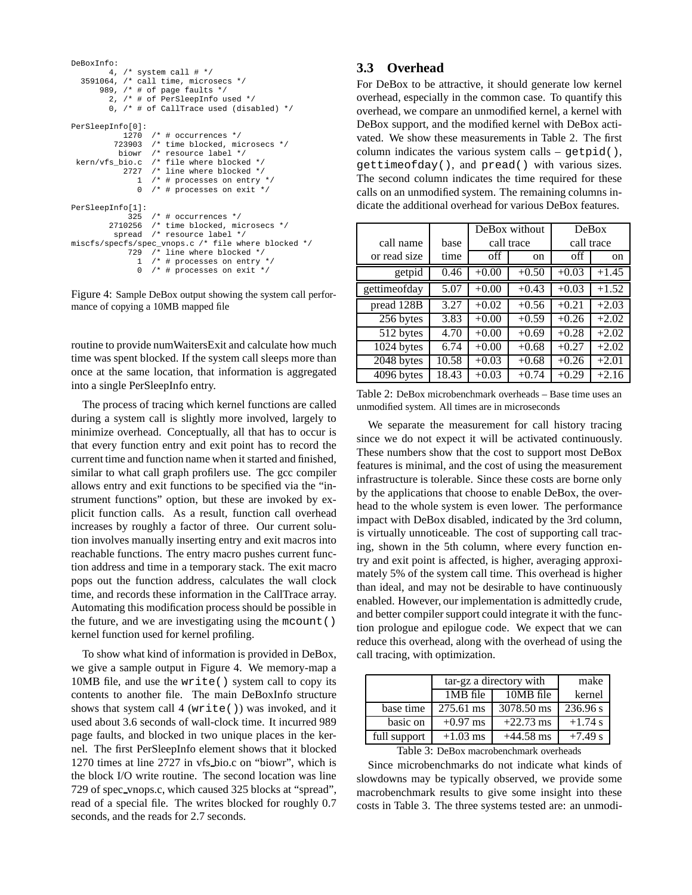```
DeBoxInfo:
        4, /* system call # */
  3591064, /* call time, microsecs */
      989, /* # of page faults */
        2, /* # of PerSleepInfo used */
        0, /* # of CallTrace used (disabled) */

PerSleepInfo[0]:
           1270  /* # occurrences */
         723903  /* time blocked, microsecs */
          biowr  /* resource label */
 kern/vfs_bio.c  /* file where blocked */
           2727  /* line where blocked */
              1  /* # processes on entry */
              0  /* # processes on exit */

PerSleepInfo[1]:
            325  /* # occurrences */
        2710256  /* time blocked, microsecs */
         spread  /* resource label */
miscfs/specfs/spec_vnops.c /* file where blocked */
            729  /* line where blocked */
              1  /* # processes on entry */
              0  /* # processes on exit */
```

Figure 4: Sample DeBox output showing the system call performance of copying a 10MB mapped file

routine to provide numWaitersExit and calculate how much time was spent blocked. If the system call sleeps more than once at the same location, that information is aggregated into a single PerSleepInfo entry.

The process of tracing which kernel functions are called during a system call is slightly more involved, largely to minimize overhead. Conceptually, all that has to occur is that every function entry and exit point has to record the current time and function name when it started and finished, similar to what call graph profilers use. The gcc compiler allows entry and exit functions to be specified via the "instrument functions" option, but these are invoked by explicit function calls. As a result, function call overhead increases by roughly a factor of three. Our current solution involves manually inserting entry and exit macros into reachable functions. The entry macro pushes current function address and time in a temporary stack. The exit macro pops out the function address, calculates the wall clock time, and records these information in the CallTrace array. Automating this modification process should be possible in the future, and we are investigating using the `mcount()` kernel function used for kernel profiling.

To show what kind of information is provided in DeBox, we give a sample output in Figure 4. We memory-map a 10MB file, and use the `write()` system call to copy its contents to another file. The main DeBoxInfo structure shows that system call 4 (`write()`) was invoked, and it used about 3.6 seconds of wall-clock time. It incurred 989 page faults, and blocked in two unique places in the kernel. The first PerSleepInfo element shows that it blocked 1270 times at line 2727 in vfs_bio.c on "biowr", which is the block I/O write routine. The second location was line 729 of spec_vnops.c, which caused 325 blocks at "spread", read of a special file. The writes blocked for roughly 0.7 seconds, and the reads for 2.7 seconds.

## 3.3 Overhead

For DeBox to be attractive, it should generate low kernel overhead, especially in the common case. To quantify this overhead, we compare an unmodified kernel, a kernel with DeBox support, and the modified kernel with DeBox activated. We show these measurements in Table 2. The first column indicates the various system calls – `getpid()`, `gettimeofday()`, and `pread()` with various sizes. The second column indicates the time required for these calls on an unmodified system. The remaining columns indicate the additional overhead for various DeBox features.

| call name or read size | base time | DeBox without call trace | | DeBox call trace | |
|---|---|---|---|---|---|
| | | off | on | off | on |
| getpid | 0.46 | +0.00 | +0.50 | +0.03 | +1.45 |
| gettimeofday | 5.07 | +0.00 | +0.43 | +0.03 | +1.52 |
| pread 128B | 3.27 | +0.02 | +0.56 | +0.21 | +2.03 |
| 256 bytes | 3.83 | +0.00 | +0.59 | +0.26 | +2.02 |
| 512 bytes | 4.70 | +0.00 | +0.69 | +0.28 | +2.02 |
| 1024 bytes | 6.74 | +0.00 | +0.68 | +0.27 | +2.02 |
| 2048 bytes | 10.58 | +0.03 | +0.68 | +0.26 | +2.01 |
| 4096 bytes | 18.43 | +0.03 | +0.74 | +0.29 | +2.16 |

Table 2: DeBox microbenchmark overheads – Base time uses an unmodified system. All times are in microseconds

We separate the measurement for call history tracing since we do not expect it will be activated continuously. These numbers show that the cost to support most DeBox features is minimal, and the cost of using the measurement infrastructure is tolerable. Since these costs are borne only by the applications that choose to enable DeBox, the overhead to the whole system is even lower. The performance impact with DeBox disabled, indicated by the 3rd column, is virtually unnoticeable. The cost of supporting call tracing, shown in the 5th column, where every function entry and exit point is affected, is higher, averaging approximately 5% of the system call time. This overhead is higher than ideal, and may not be desirable to have continuously enabled. However, our implementation is admittedly crude, and better compiler support could integrate it with the function prologue and epilogue code. We expect that we can reduce this overhead, along with the overhead of using the call tracing, with optimization.

| | tar-gz a directory with | | make |
|---|---|---|---|
| | 1MB file | 10MB file | kernel |
| base time | 275.61 ms | 3078.50 ms | 236.96 s |
| basic on | +0.97 ms | +22.73 ms | +1.74 s |
| full support | +1.03 ms | +44.58 ms | +7.49 s |

Table 3: DeBox macrobenchmark overheads

Since microbenchmarks do not indicate what kinds of slowdowns may be typically observed, we provide some macrobenchmark results to give some insight into these costs in Table 3. The three systems tested are: an unmodi-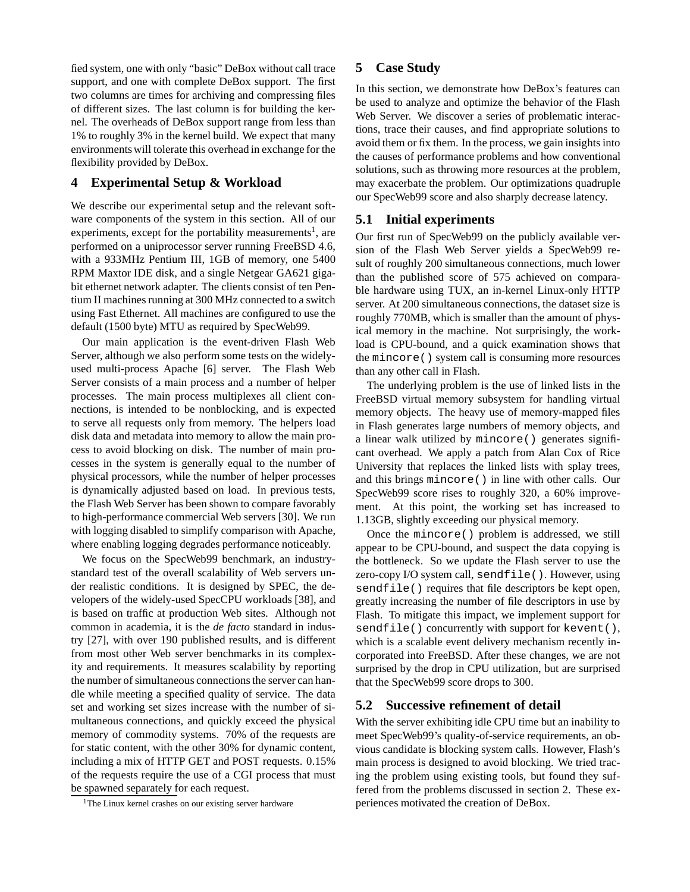fied system, one with only "basic" DeBox without call trace support, and one with complete DeBox support. The first two columns are times for archiving and compressing files of different sizes. The last column is for building the kernel. The overheads of DeBox support range from less than 1% to roughly 3% in the kernel build. We expect that many environments will tolerate this overhead in exchange for the flexibility provided by DeBox.

## 4 Experimental Setup & Workload

We describe our experimental setup and the relevant software components of the system in this section. All of our experiments, except for the portability measurements[1], are performed on a uniprocessor server running FreeBSD 4.6, with a 933MHz Pentium III, 1GB of memory, one 5400 RPM Maxtor IDE disk, and a single Netgear GA621 gigabit ethernet network adapter. The clients consist of ten Pentium II machines running at 300 MHz connected to a switch using Fast Ethernet. All machines are configured to use the default (1500 byte) MTU as required by SpecWeb99.

Our main application is the event-driven Flash Web Server, although we also perform some tests on the widely-used multi-process Apache [6] server. The Flash Web Server consists of a main process and a number of helper processes. The main process multiplexes all client connections, is intended to be nonblocking, and is expected to serve all requests only from memory. The helpers load disk data and metadata into memory to allow the main process to avoid blocking on disk. The number of main processes in the system is generally equal to the number of physical processors, while the number of helper processes is dynamically adjusted based on load. In previous tests, the Flash Web Server has been shown to compare favorably to high-performance commercial Web servers [30]. We run with logging disabled to simplify comparison with Apache, where enabling logging degrades performance noticeably.

We focus on the SpecWeb99 benchmark, an industry-standard test of the overall scalability of Web servers under realistic conditions. It is designed by SPEC, the developers of the widely-used SpecCPU workloads [38], and is based on traffic at production Web sites. Although not common in academia, it is the *de facto* standard in industry [27], with over 190 published results, and is different from most other Web server benchmarks in its complexity and requirements. It measures scalability by reporting the number of simultaneous connections the server can handle while meeting a specified quality of service. The data set and working set sizes increase with the number of simultaneous connections, and quickly exceed the physical memory of commodity systems. 70% of the requests are for static content, with the other 30% for dynamic content, including a mix of HTTP GET and POST requests. 0.15% of the requests require the use of a CGI process that must be spawned separately for each request.

[1] The Linux kernel crashes on our existing server hardware

## 5 Case Study

In this section, we demonstrate how DeBox's features can be used to analyze and optimize the behavior of the Flash Web Server. We discover a series of problematic interactions, trace their causes, and find appropriate solutions to avoid them or fix them. In the process, we gain insights into the causes of performance problems and how conventional solutions, such as throwing more resources at the problem, may exacerbate the problem. Our optimizations quadruple our SpecWeb99 score and also sharply decrease latency.

### 5.1 Initial experiments

Our first run of SpecWeb99 on the publicly available version of the Flash Web Server yields a SpecWeb99 result of roughly 200 simultaneous connections, much lower than the published score of 575 achieved on comparable hardware using TUX, an in-kernel Linux-only HTTP server. At 200 simultaneous connections, the dataset size is roughly 770MB, which is smaller than the amount of physical memory in the machine. Not surprisingly, the workload is CPU-bound, and a quick examination shows that the `mincore()` system call is consuming more resources than any other call in Flash.

The underlying problem is the use of linked lists in the FreeBSD virtual memory subsystem for handling virtual memory objects. The heavy use of memory-mapped files in Flash generates large numbers of memory objects, and a linear walk utilized by `mincore()` generates significant overhead. We apply a patch from Alan Cox of Rice University that replaces the linked lists with splay trees, and this brings `mincore()` in line with other calls. Our SpecWeb99 score rises to roughly 320, a 60% improvement. At this point, the working set has increased to 1.13GB, slightly exceeding our physical memory.

Once the `mincore()` problem is addressed, we still appear to be CPU-bound, and suspect the data copying is the bottleneck. So we update the Flash server to use the zero-copy I/O system call, `sendfile()`. However, using `sendfile()` requires that file descriptors be kept open, greatly increasing the number of file descriptors in use by Flash. To mitigate this impact, we implement support for `sendfile()` concurrently with support for `kevent()`, which is a scalable event delivery mechanism recently incorporated into FreeBSD. After these changes, we are not surprised by the drop in CPU utilization, but are surprised that the SpecWeb99 score drops to 300.

### 5.2 Successive refinement of detail

With the server exhibiting idle CPU time but an inability to meet SpecWeb99's quality-of-service requirements, an obvious candidate is blocking system calls. However, Flash's main process is designed to avoid blocking. We tried tracing the problem using existing tools, but found they suffered from the problems discussed in section 2. These experiences motivated the creation of DeBox.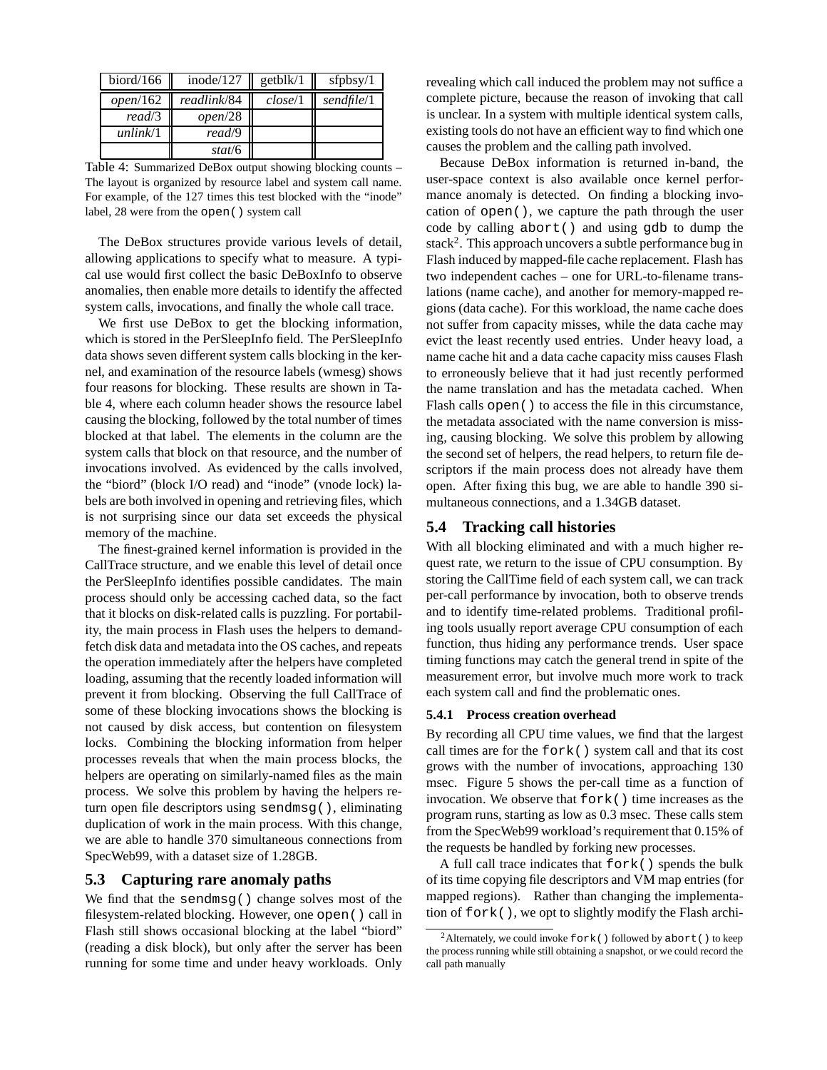| biord/166 | inode/127 | getblk/1 | sfpbsy/1 |
|---|---|---|---|
| *open*/162 | *readlink*/84 | *close*/1 | *sendfile*/1 |
| *read*/3 | *open*/28 | | |
| *unlink*/1 | *read*/9 | | |
| | *stat*/6 | | |

Table 4: Summarized DeBox output showing blocking counts – The layout is organized by resource label and system call name. For example, of the 127 times this test blocked with the "inode" label, 28 were from the `open()` system call

The DeBox structures provide various levels of detail, allowing applications to specify what to measure. A typical use would first collect the basic DeBoxInfo to observe anomalies, then enable more details to identify the affected system calls, invocations, and finally the whole call trace.

We first use DeBox to get the blocking information, which is stored in the PerSleepInfo field. The PerSleepInfo data shows seven different system calls blocking in the kernel, and examination of the resource labels (wmesg) shows four reasons for blocking. These results are shown in Table 4, where each column header shows the resource label causing the blocking, followed by the total number of times blocked at that label. The elements in the column are the system calls that block on that resource, and the number of invocations involved. As evidenced by the calls involved, the "biord" (block I/O read) and "inode" (vnode lock) labels are both involved in opening and retrieving files, which is not surprising since our data set exceeds the physical memory of the machine.

The finest-grained kernel information is provided in the CallTrace structure, and we enable this level of detail once the PerSleepInfo identifies possible candidates. The main process should only be accessing cached data, so the fact that it blocks on disk-related calls is puzzling. For portability, the main process in Flash uses the helpers to demand-fetch disk data and metadata into the OS caches, and repeats the operation immediately after the helpers have completed loading, assuming that the recently loaded information will prevent it from blocking. Observing the full CallTrace of some of these blocking invocations shows the blocking is not caused by disk access, but contention on filesystem locks. Combining the blocking information from helper processes reveals that when the main process blocks, the helpers are operating on similarly-named files as the main process. We solve this problem by having the helpers return open file descriptors using `sendmsg()`, eliminating duplication of work in the main process. With this change, we are able to handle 370 simultaneous connections from SpecWeb99, with a dataset size of 1.28GB.

## 5.3 Capturing rare anomaly paths

We find that the `sendmsg()` change solves most of the filesystem-related blocking. However, one `open()` call in Flash still shows occasional blocking at the label "biord" (reading a disk block), but only after the server has been running for some time and under heavy workloads. Only revealing which call induced the problem may not suffice a complete picture, because the reason of invoking that call is unclear. In a system with multiple identical system calls, existing tools do not have an efficient way to find which one causes the problem and the calling path involved.

Because DeBox information is returned in-band, the user-space context is also available once kernel performance anomaly is detected. On finding a blocking invocation of `open()`, we capture the path through the user code by calling `abort()` and using `gdb` to dump the stack[2]. This approach uncovers a subtle performance bug in Flash induced by mapped-file cache replacement. Flash has two independent caches – one for URL-to-filename translations (name cache), and another for memory-mapped regions (data cache). For this workload, the name cache does not suffer from capacity misses, while the data cache may evict the least recently used entries. Under heavy load, a name cache hit and a data cache capacity miss causes Flash to erroneously believe that it had just recently performed the name translation and has the metadata cached. When Flash calls `open()` to access the file in this circumstance, the metadata associated with the name conversion is missing, causing blocking. We solve this problem by allowing the second set of helpers, the read helpers, to return file descriptors if the main process does not already have them open. After fixing this bug, we are able to handle 390 simultaneous connections, and a 1.34GB dataset.

## 5.4 Tracking call histories

With all blocking eliminated and with a much higher request rate, we return to the issue of CPU consumption. By storing the CallTime field of each system call, we can track per-call performance by invocation, both to observe trends and to identify time-related problems. Traditional profiling tools usually report average CPU consumption of each function, thus hiding any performance trends. User space timing functions may catch the general trend in spite of the measurement error, but involve much more work to track each system call and find the problematic ones.

### 5.4.1 Process creation overhead

By recording all CPU time values, we find that the largest call times are for the `fork()` system call and that its cost grows with the number of invocations, approaching 130 msec. Figure 5 shows the per-call time as a function of invocation. We observe that `fork()` time increases as the program runs, starting as low as 0.3 msec. These calls stem from the SpecWeb99 workload's requirement that 0.15% of the requests be handled by forking new processes.

A full call trace indicates that `fork()` spends the bulk of its time copying file descriptors and VM map entries (for mapped regions). Rather than changing the implementation of `fork()`, we opt to slightly modify the Flash archi-

[2] Alternately, we could invoke `fork()` followed by `abort()` to keep the process running while still obtaining a snapshot, or we could record the call path manually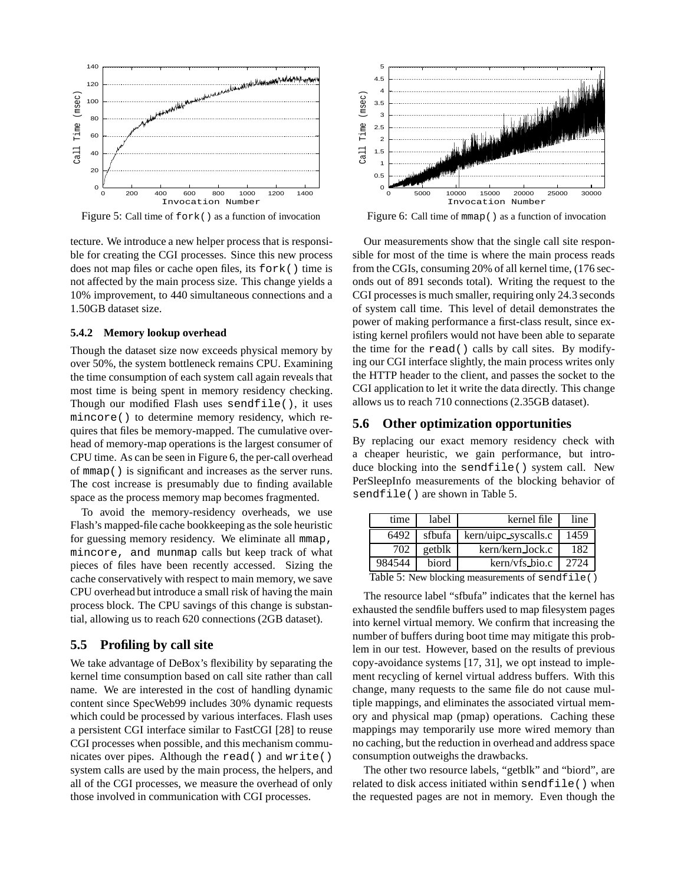Figure 5: Call time of `fork()` as a function of invocation

Figure 6: Call time of `mmap()` as a function of invocation

tecture. We introduce a new helper process that is responsible for creating the CGI processes. Since this new process does not map files or cache open files, its `fork()` time is not affected by the main process size. This change yields a 10% improvement, to 440 simultaneous connections and a 1.50GB dataset size.

#### 5.4.2 Memory lookup overhead

Though the dataset size now exceeds physical memory by over 50%, the system bottleneck remains CPU. Examining the time consumption of each system call again reveals that most time is being spent in memory residency checking. Though our modified Flash uses `sendfile()`, it uses `mincore()` to determine memory residency, which requires that files be memory-mapped. The cumulative overhead of memory-map operations is the largest consumer of CPU time. As can be seen in Figure 6, the per-call overhead of `mmap()` is significant and increases as the server runs. The cost increase is presumably due to finding available space as the process memory map becomes fragmented.

To avoid the memory-residency overheads, we use Flash's mapped-file cache bookkeeping as the sole heuristic for guessing memory residency. We eliminate all `mmap, mincore, and munmap` calls but keep track of what pieces of files have been recently accessed. Sizing the cache conservatively with respect to main memory, we save CPU overhead but introduce a small risk of having the main process block. The CPU savings of this change is substantial, allowing us to reach 620 connections (2GB dataset).

### 5.5 Profiling by call site

We take advantage of DeBox's flexibility by separating the kernel time consumption based on call site rather than call name. We are interested in the cost of handling dynamic content since SpecWeb99 includes 30% dynamic requests which could be processed by various interfaces. Flash uses a persistent CGI interface similar to FastCGI [28] to reuse CGI processes when possible, and this mechanism communicates over pipes. Although the `read()` and `write()` system calls are used by the main process, the helpers, and all of the CGI processes, we measure the overhead of only those involved in communication with CGI processes.

Our measurements show that the single call site responsible for most of the time is where the main process reads from the CGIs, consuming 20% of all kernel time, (176 seconds out of 891 seconds total). Writing the request to the CGI processes is much smaller, requiring only 24.3 seconds of system call time. This level of detail demonstrates the power of making performance a first-class result, since existing kernel profilers would not have been able to separate the time for the `read()` calls by call sites. By modifying our CGI interface slightly, the main process writes only the HTTP header to the client, and passes the socket to the CGI application to let it write the data directly. This change allows us to reach 710 connections (2.35GB dataset).

### 5.6 Other optimization opportunities

By replacing our exact memory residency check with a cheaper heuristic, we gain performance, but introduce blocking into the `sendfile()` system call. New PerSleepInfo measurements of the blocking behavior of `sendfile()` are shown in Table 5.

| time | label | kernel file | line |
|---|---|---|---|
| 6492 | sfbufa | kern/uipc_syscalls.c | 1459 |
| 702 | getblk | kern/kern_lock.c | 182 |
| 984544 | biord | kern/vfs_bio.c | 2724 |

Table 5: New blocking measurements of `sendfile()`

The resource label "sfbufa" indicates that the kernel has exhausted the sendfile buffers used to map filesystem pages into kernel virtual memory. We confirm that increasing the number of buffers during boot time may mitigate this problem in our test. However, based on the results of previous copy-avoidance systems [17, 31], we opt instead to implement recycling of kernel virtual address buffers. With this change, many requests to the same file do not cause multiple mappings, and eliminates the associated virtual memory and physical map (pmap) operations. Caching these mappings may temporarily use more wired memory than no caching, but the reduction in overhead and address space consumption outweighs the drawbacks.

The other two resource labels, "getblk" and "biord", are related to disk access initiated within `sendfile()` when the requested pages are not in memory. Even though the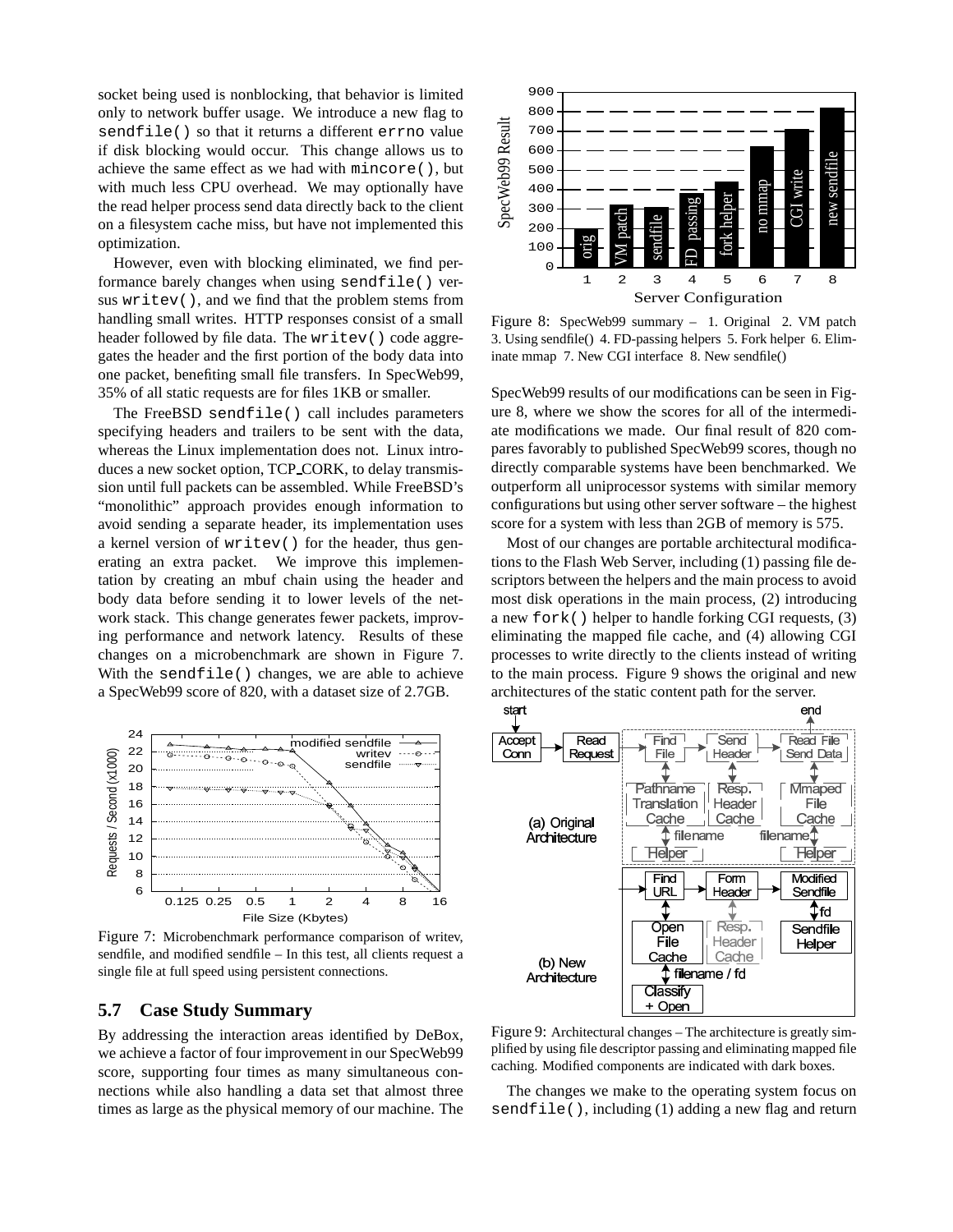socket being used is nonblocking, that behavior is limited only to network buffer usage. We introduce a new flag to `sendfile()` so that it returns a different `errno` value if disk blocking would occur. This change allows us to achieve the same effect as we had with `mincore()`, but with much less CPU overhead. We may optionally have the read helper process send data directly back to the client on a filesystem cache miss, but have not implemented this optimization.

However, even with blocking eliminated, we find performance barely changes when using `sendfile()` versus `writev()`, and we find that the problem stems from handling small writes. HTTP responses consist of a small header followed by file data. The `writev()` code aggregates the header and the first portion of the body data into one packet, benefiting small file transfers. In SpecWeb99, 35% of all static requests are for files 1KB or smaller.

The FreeBSD `sendfile()` call includes parameters specifying headers and trailers to be sent with the data, whereas the Linux implementation does not. Linux introduces a new socket option, TCP_CORK, to delay transmission until full packets can be assembled. While FreeBSD's "monolithic" approach provides enough information to avoid sending a separate header, its implementation uses a kernel version of `writev()` for the header, thus generating an extra packet. We improve this implementation by creating an mbuf chain using the header and body data before sending it to lower levels of the network stack. This change generates fewer packets, improving performance and network latency. Results of these changes on a microbenchmark are shown in Figure 7. With the `sendfile()` changes, we are able to achieve a SpecWeb99 score of 820, with a dataset size of 2.7GB.

Figure 7: Microbenchmark performance comparison of writev, sendfile, and modified sendfile – In this test, all clients request a single file at full speed using persistent connections.

## 5.7 Case Study Summary

By addressing the interaction areas identified by DeBox, we achieve a factor of four improvement in our SpecWeb99 score, supporting four times as many simultaneous connections while also handling a data set that almost three times as large as the physical memory of our machine. The SpecWeb99 results of our modifications can be seen in Figure 8, where we show the scores for all of the intermediate modifications we made. Our final result of 820 compares favorably to published SpecWeb99 scores, though no directly comparable systems have been benchmarked. We outperform all uniprocessor systems with similar memory configurations but using other server software – the highest score for a system with less than 2GB of memory is 575.

Figure 8: SpecWeb99 summary – 1. Original 2. VM patch 3. Using sendfile() 4. FD-passing helpers 5. Fork helper 6. Eliminate mmap 7. New CGI interface 8. New sendfile()

Most of our changes are portable architectural modifications to the Flash Web Server, including (1) passing file descriptors between the helpers and the main process to avoid most disk operations in the main process, (2) introducing a new `fork()` helper to handle forking CGI requests, (3) eliminating the mapped file cache, and (4) allowing CGI processes to write directly to the clients instead of writing to the main process. Figure 9 shows the original and new architectures of the static content path for the server.

Figure 9: Architectural changes – The architecture is greatly simplified by using file descriptor passing and eliminating mapped file caching. Modified components are indicated with dark boxes.

The changes we make to the operating system focus on `sendfile()`, including (1) adding a new flag and return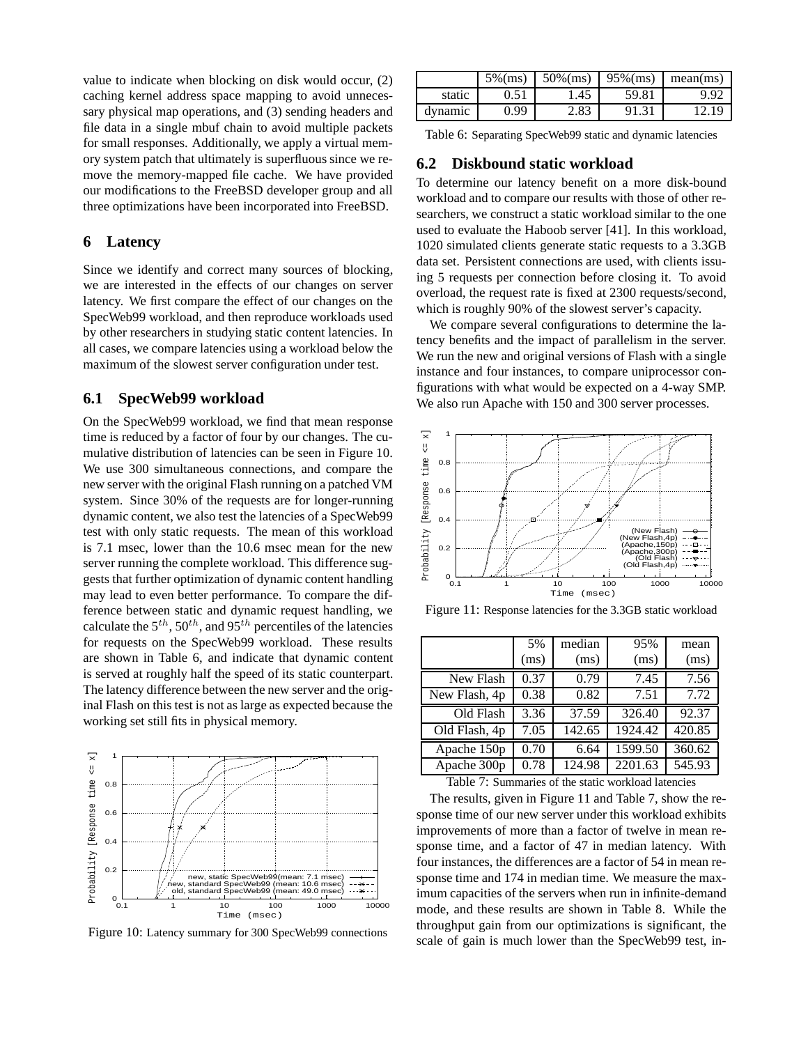value to indicate when blocking on disk would occur, (2) caching kernel address space mapping to avoid unnecessary physical map operations, and (3) sending headers and file data in a single mbuf chain to avoid multiple packets for small responses. Additionally, we apply a virtual memory system patch that ultimately is superfluous since we remove the memory-mapped file cache. We have provided our modifications to the FreeBSD developer group and all three optimizations have been incorporated into FreeBSD.

## 6 Latency

Since we identify and correct many sources of blocking, we are interested in the effects of our changes on server latency. We first compare the effect of our changes on the SpecWeb99 workload, and then reproduce workloads used by other researchers in studying static content latencies. In all cases, we compare latencies using a workload below the maximum of the slowest server configuration under test.

### 6.1 SpecWeb99 workload

On the SpecWeb99 workload, we find that mean response time is reduced by a factor of four by our changes. The cumulative distribution of latencies can be seen in Figure 10. We use 300 simultaneous connections, and compare the new server with the original Flash running on a patched VM system. Since 30% of the requests are for longer-running dynamic content, we also test the latencies of a SpecWeb99 test with only static requests. The mean of this workload is 7.1 msec, lower than the 10.6 msec mean for the new server running the complete workload. This difference suggests that further optimization of dynamic content handling may lead to even better performance. To compare the difference between static and dynamic request handling, we calculate the $5^{th}$, $50^{th}$, and $95^{th}$ percentiles of the latencies for requests on the SpecWeb99 workload. These results are shown in Table 6, and indicate that dynamic content is served at roughly half the speed of its static counterpart. The latency difference between the new server and the original Flash on this test is not as large as expected because the working set still fits in physical memory.

Figure 10: Latency summary for 300 SpecWeb99 connections

| | 5%(ms) | 50%(ms) | 95%(ms) | mean(ms) |
|---|---|---|---|---|
| static | 0.51 | 1.45 | 59.81 | 9.92 |
| dynamic | 0.99 | 2.83 | 91.31 | 12.19 |

Table 6: Separating SpecWeb99 static and dynamic latencies

### 6.2 Diskbound static workload

To determine our latency benefit on a more disk-bound workload and to compare our results with those of other researchers, we construct a static workload similar to the one used to evaluate the Haboob server [41]. In this workload, 1020 simulated clients generate static requests to a 3.3GB data set. Persistent connections are used, with clients issuing 5 requests per connection before closing it. To avoid overload, the request rate is fixed at 2300 requests/second, which is roughly 90% of the slowest server's capacity.

We compare several configurations to determine the latency benefits and the impact of parallelism in the server. We run the new and original versions of Flash with a single instance and four instances, to compare uniprocessor configurations with what would be expected on a 4-way SMP. We also run Apache with 150 and 300 server processes.

Figure 11: Response latencies for the 3.3GB static workload

| | 5% (ms) | median (ms) | 95% (ms) | mean (ms) |
|---|---|---|---|---|
| New Flash | 0.37 | 0.79 | 7.45 | 7.56 |
| New Flash, 4p | 0.38 | 0.82 | 7.51 | 7.72 |
| Old Flash | 3.36 | 37.59 | 326.40 | 92.37 |
| Old Flash, 4p | 7.05 | 142.65 | 1924.42 | 420.85 |
| Apache 150p | 0.70 | 6.64 | 1599.50 | 360.62 |
| Apache 300p | 0.78 | 124.98 | 2201.63 | 545.93 |

Table 7: Summaries of the static workload latencies

The results, given in Figure 11 and Table 7, show the response time of our new server under this workload exhibits improvements of more than a factor of twelve in mean response time, and a factor of 47 in median latency. With four instances, the differences are a factor of 54 in mean response time and 174 in median time. We measure the maximum capacities of the servers when run in infinite-demand mode, and these results are shown in Table 8. While the throughput gain from our optimizations is significant, the scale of gain is much lower than the SpecWeb99 test, in-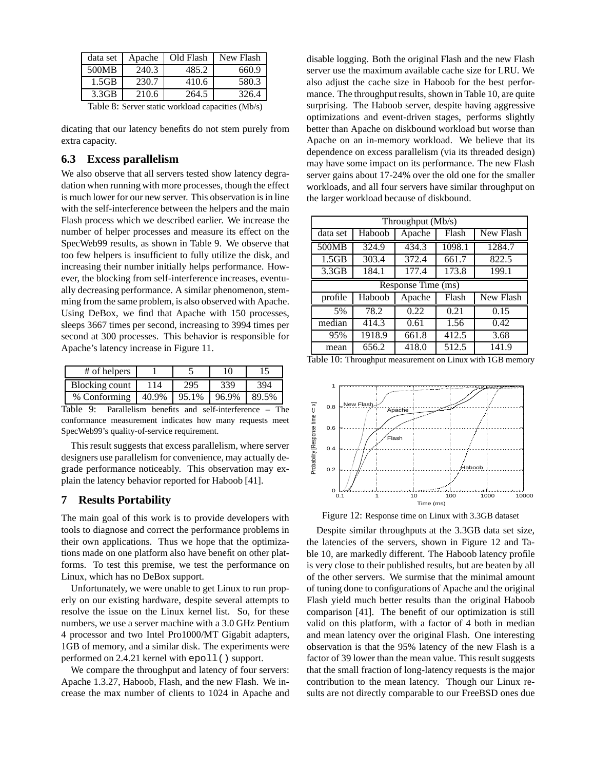| data set | Apache | Old Flash | New Flash |
|---|---|---|---|
| 500MB | 240.3 | 485.2 | 660.9 |
| 1.5GB | 230.7 | 410.6 | 580.3 |
| 3.3GB | 210.6 | 264.5 | 326.4 |

Table 8: Server static workload capacities (Mb/s)

dicating that our latency benefits do not stem purely from extra capacity.

### 6.3 Excess parallelism

We also observe that all servers tested show latency degradation when running with more processes, though the effect is much lower for our new server. This observation is in line with the self-interference between the helpers and the main Flash process which we described earlier. We increase the number of helper processes and measure its effect on the SpecWeb99 results, as shown in Table 9. We observe that too few helpers is insufficient to fully utilize the disk, and increasing their number initially helps performance. However, the blocking from self-interference increases, eventually decreasing performance. A similar phenomenon, stemming from the same problem, is also observed with Apache. Using DeBox, we find that Apache with 150 processes, sleeps 3667 times per second, increasing to 3994 times per second at 300 processes. This behavior is responsible for Apache's latency increase in Figure 11.

| # of helpers | 1 | 5 | 10 | 15 |
|---|---|---|---|---|
| Blocking count | 114 | 295 | 339 | 394 |
| % Conforming | 40.9% | 95.1% | 96.9% | 89.5% |

Table 9: Parallelism benefits and self-interference – The conformance measurement indicates how many requests meet SpecWeb99's quality-of-service requirement.

This result suggests that excess parallelism, where server designers use parallelism for convenience, may actually degrade performance noticeably. This observation may explain the latency behavior reported for Haboob [41].

## 7 Results Portability

The main goal of this work is to provide developers with tools to diagnose and correct the performance problems in their own applications. Thus we hope that the optimizations made on one platform also have benefit on other platforms. To test this premise, we test the performance on Linux, which has no DeBox support.

Unfortunately, we were unable to get Linux to run properly on our existing hardware, despite several attempts to resolve the issue on the Linux kernel list. So, for these numbers, we use a server machine with a 3.0 GHz Pentium 4 processor and two Intel Pro1000/MT Gigabit adapters, 1GB of memory, and a similar disk. The experiments were performed on 2.4.21 kernel with `epoll()` support.

We compare the throughput and latency of four servers: Apache 1.3.27, Haboob, Flash, and the new Flash. We increase the max number of clients to 1024 in Apache and disable logging. Both the original Flash and the new Flash server use the maximum available cache size for LRU. We also adjust the cache size in Haboob for the best performance. The throughput results, shown in Table 10, are quite surprising. The Haboob server, despite having aggressive optimizations and event-driven stages, performs slightly better than Apache on diskbound workload but worse than Apache on an in-memory workload. We believe that its dependence on excess parallelism (via its threaded design) may have some impact on its performance. The new Flash server gains about 17-24% over the old one for the smaller workloads, and all four servers have similar throughput on the larger workload because of diskbound.

| Throughput (Mb/s) | | | | |
|---|---|---|---|---|
| data set | Haboob | Apache | Flash | New Flash |
| 500MB | 324.9 | 434.3 | 1098.1 | 1284.7 |
| 1.5GB | 303.4 | 372.4 | 661.7 | 822.5 |
| 3.3GB | 184.1 | 177.4 | 173.8 | 199.1 |
| **Response Time (ms)** | | | | |
| profile | Haboob | Apache | Flash | New Flash |
| 5% | 78.2 | 0.22 | 0.21 | 0.15 |
| median | 414.3 | 0.61 | 1.56 | 0.42 |
| 95% | 1918.9 | 661.8 | 412.5 | 3.68 |
| mean | 656.2 | 418.0 | 512.5 | 141.9 |

Table 10: Throughput measurement on Linux with 1GB memory

Figure 12: Response time on Linux with 3.3GB dataset

Despite similar throughputs at the 3.3GB data set size, the latencies of the servers, shown in Figure 12 and Table 10, are markedly different. The Haboob latency profile is very close to their published results, but are beaten by all of the other servers. We surmise that the minimal amount of tuning done to configurations of Apache and the original Flash yield much better results than the original Haboob comparison [41]. The benefit of our optimization is still valid on this platform, with a factor of 4 both in median and mean latency over the original Flash. One interesting observation is that the 95% latency of the new Flash is a factor of 39 lower than the mean value. This result suggests that the small fraction of long-latency requests is the major contribution to the mean latency. Though our Linux results are not directly comparable to our FreeBSD ones due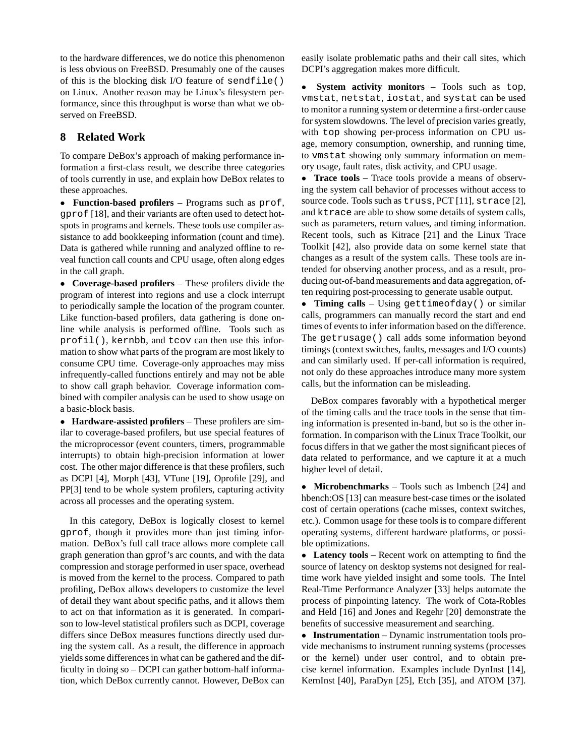to the hardware differences, we do notice this phenomenon is less obvious on FreeBSD. Presumably one of the causes of this is the blocking disk I/O feature of `sendfile()` on Linux. Another reason may be Linux's filesystem performance, since this throughput is worse than what we observed on FreeBSD.

## 8 Related Work

To compare DeBox's approach of making performance information a first-class result, we describe three categories of tools currently in use, and explain how DeBox relates to these approaches.

- **Function-based profilers** – Programs such as `prof`, `gprof` [18], and their variants are often used to detect hot-spots in programs and kernels. These tools use compiler assistance to add bookkeeping information (count and time). Data is gathered while running and analyzed offline to reveal function call counts and CPU usage, often along edges in the call graph.
- **Coverage-based profilers** – These profilers divide the program of interest into regions and use a clock interrupt to periodically sample the location of the program counter. Like function-based profilers, data gathering is done online while analysis is performed offline. Tools such as `profil()`, `kernbb`, and `tcov` can then use this information to show what parts of the program are most likely to consume CPU time. Coverage-only approaches may miss infrequently-called functions entirely and may not be able to show call graph behavior. Coverage information combined with compiler analysis can be used to show usage on a basic-block basis.
- **Hardware-assisted profilers** – These profilers are similar to coverage-based profilers, but use special features of the microprocessor (event counters, timers, programmable interrupts) to obtain high-precision information at lower cost. The other major difference is that these profilers, such as DCPI [4], Morph [43], VTune [19], Oprofile [29], and PP[3] tend to be whole system profilers, capturing activity across all processes and the operating system.

In this category, DeBox is logically closest to kernel `gprof`, though it provides more than just timing information. DeBox's full call trace allows more complete call graph generation than gprof's arc counts, and with the data compression and storage performed in user space, overhead is moved from the kernel to the process. Compared to path profiling, DeBox allows developers to customize the level of detail they want about specific paths, and it allows them to act on that information as it is generated. In comparison to low-level statistical profilers such as DCPI, coverage differs since DeBox measures functions directly used during the system call. As a result, the difference in approach yields some differences in what can be gathered and the difficulty in doing so – DCPI can gather bottom-half information, which DeBox currently cannot. However, DeBox can easily isolate problematic paths and their call sites, which DCPI's aggregation makes more difficult.

- **System activity monitors** – Tools such as `top`, `vmstat`, `netstat`, `iostat`, and `systat` can be used to monitor a running system or determine a first-order cause for system slowdowns. The level of precision varies greatly, with `top` showing per-process information on CPU usage, memory consumption, ownership, and running time, to `vmstat` showing only summary information on memory usage, fault rates, disk activity, and CPU usage.
- **Trace tools** – Trace tools provide a means of observing the system call behavior of processes without access to source code. Tools such as `truss`, PCT [11], `strace` [2], and `ktrace` are able to show some details of system calls, such as parameters, return values, and timing information. Recent tools, such as Kitrace [21] and the Linux Trace Toolkit [42], also provide data on some kernel state that changes as a result of the system calls. These tools are intended for observing another process, and as a result, producing out-of-band measurements and data aggregation, often requiring post-processing to generate usable output.
- **Timing calls** – Using `gettimeofday()` or similar calls, programmers can manually record the start and end times of events to infer information based on the difference. The `getrusage()` call adds some information beyond timings (context switches, faults, messages and I/O counts) and can similarly used. If per-call information is required, not only do these approaches introduce many more system calls, but the information can be misleading.

DeBox compares favorably with a hypothetical merger of the timing calls and the trace tools in the sense that timing information is presented in-band, but so is the other information. In comparison with the Linux Trace Toolkit, our focus differs in that we gather the most significant pieces of data related to performance, and we capture it at a much higher level of detail.

- **Microbenchmarks** – Tools such as lmbench [24] and hbench:OS [13] can measure best-case times or the isolated cost of certain operations (cache misses, context switches, etc.). Common usage for these tools is to compare different operating systems, different hardware platforms, or possible optimizations.
- **Latency tools** – Recent work on attempting to find the source of latency on desktop systems not designed for real-time work have yielded insight and some tools. The Intel Real-Time Performance Analyzer [33] helps automate the process of pinpointing latency. The work of Cota-Robles and Held [16] and Jones and Regehr [20] demonstrate the benefits of successive measurement and searching.
- **Instrumentation** – Dynamic instrumentation tools provide mechanisms to instrument running systems (processes or the kernel) under user control, and to obtain precise kernel information. Examples include DynInst [14], KernInst [40], ParaDyn [25], Etch [35], and ATOM [37].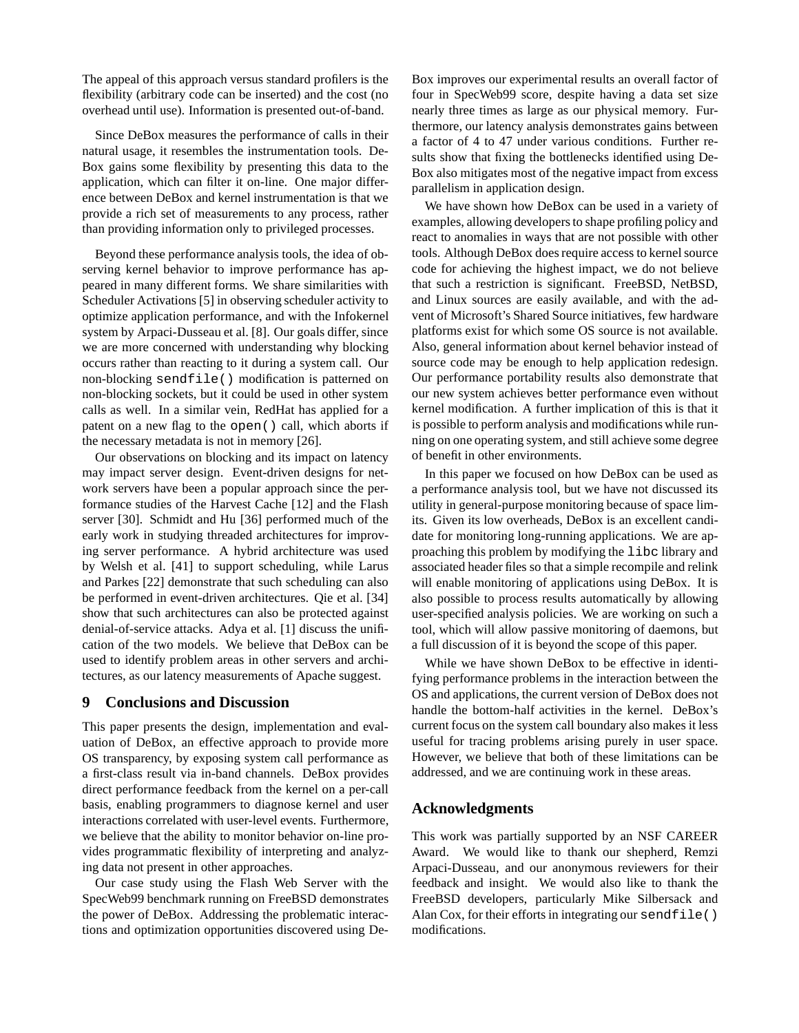The appeal of this approach versus standard profilers is the flexibility (arbitrary code can be inserted) and the cost (no overhead until use). Information is presented out-of-band.

Since DeBox measures the performance of calls in their natural usage, it resembles the instrumentation tools. DeBox gains some flexibility by presenting this data to the application, which can filter it on-line. One major difference between DeBox and kernel instrumentation is that we provide a rich set of measurements to any process, rather than providing information only to privileged processes.

Beyond these performance analysis tools, the idea of observing kernel behavior to improve performance has appeared in many different forms. We share similarities with Scheduler Activations [5] in observing scheduler activity to optimize application performance, and with the Infokernel system by Arpaci-Dusseau et al. [8]. Our goals differ, since we are more concerned with understanding why blocking occurs rather than reacting to it during a system call. Our non-blocking `sendfile()` modification is patterned on non-blocking sockets, but it could be used in other system calls as well. In a similar vein, RedHat has applied for a patent on a new flag to the `open()` call, which aborts if the necessary metadata is not in memory [26].

Our observations on blocking and its impact on latency may impact server design. Event-driven designs for network servers have been a popular approach since the performance studies of the Harvest Cache [12] and the Flash server [30]. Schmidt and Hu [36] performed much of the early work in studying threaded architectures for improving server performance. A hybrid architecture was used by Welsh et al. [41] to support scheduling, while Larus and Parkes [22] demonstrate that such scheduling can also be performed in event-driven architectures. Qie et al. [34] show that such architectures can also be protected against denial-of-service attacks. Adya et al. [1] discuss the unification of the two models. We believe that DeBox can be used to identify problem areas in other servers and architectures, as our latency measurements of Apache suggest.

## 9 Conclusions and Discussion

This paper presents the design, implementation and evaluation of DeBox, an effective approach to provide more OS transparency, by exposing system call performance as a first-class result via in-band channels. DeBox provides direct performance feedback from the kernel on a per-call basis, enabling programmers to diagnose kernel and user interactions correlated with user-level events. Furthermore, we believe that the ability to monitor behavior on-line provides programmatic flexibility of interpreting and analyzing data not present in other approaches.

Our case study using the Flash Web Server with the SpecWeb99 benchmark running on FreeBSD demonstrates the power of DeBox. Addressing the problematic interactions and optimization opportunities discovered using DeBox improves our experimental results an overall factor of four in SpecWeb99 score, despite having a data set size nearly three times as large as our physical memory. Furthermore, our latency analysis demonstrates gains between a factor of 4 to 47 under various conditions. Further results show that fixing the bottlenecks identified using DeBox also mitigates most of the negative impact from excess parallelism in application design.

We have shown how DeBox can be used in a variety of examples, allowing developers to shape profiling policy and react to anomalies in ways that are not possible with other tools. Although DeBox does require access to kernel source code for achieving the highest impact, we do not believe that such a restriction is significant. FreeBSD, NetBSD, and Linux sources are easily available, and with the advent of Microsoft's Shared Source initiatives, few hardware platforms exist for which some OS source is not available. Also, general information about kernel behavior instead of source code may be enough to help application redesign. Our performance portability results also demonstrate that our new system achieves better performance even without kernel modification. A further implication of this is that it is possible to perform analysis and modifications while running on one operating system, and still achieve some degree of benefit in other environments.

In this paper we focused on how DeBox can be used as a performance analysis tool, but we have not discussed its utility in general-purpose monitoring because of space limits. Given its low overheads, DeBox is an excellent candidate for monitoring long-running applications. We are approaching this problem by modifying the `libc` library and associated header files so that a simple recompile and relink will enable monitoring of applications using DeBox. It is also possible to process results automatically by allowing user-specified analysis policies. We are working on such a tool, which will allow passive monitoring of daemons, but a full discussion of it is beyond the scope of this paper.

While we have shown DeBox to be effective in identifying performance problems in the interaction between the OS and applications, the current version of DeBox does not handle the bottom-half activities in the kernel. DeBox's current focus on the system call boundary also makes it less useful for tracing problems arising purely in user space. However, we believe that both of these limitations can be addressed, and we are continuing work in these areas.

## Acknowledgments

This work was partially supported by an NSF CAREER Award. We would like to thank our shepherd, Remzi Arpaci-Dusseau, and our anonymous reviewers for their feedback and insight. We would also like to thank the FreeBSD developers, particularly Mike Silbersack and Alan Cox, for their efforts in integrating our `sendfile()` modifications.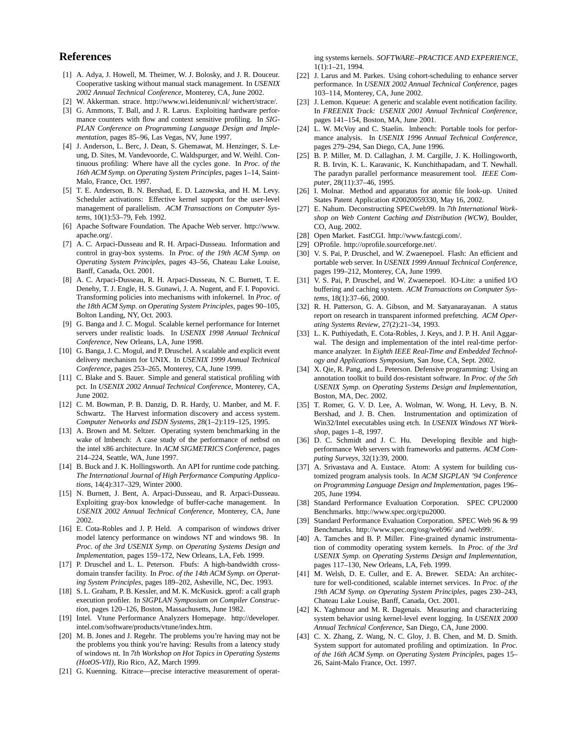# References

[1] A. Adya, J. Howell, M. Theimer, W. J. Bolosky, and J. R. Douceur. Cooperative tasking without manual stack management. In *USENIX 2002 Annual Technical Conference*, Monterey, CA, June 2002.

[2] W. Akkerman. strace. http://www.wi.leidenuniv.nl/ wichert/strace/.

[3] G. Ammons, T. Ball, and J. R. Larus. Exploiting hardware performance counters with flow and context sensitive profiling. In *SIGPLAN Conference on Programming Language Design and Implementation*, pages 85–96, Las Vegas, NV, June 1997.

[4] J. Anderson, L. Berc, J. Dean, S. Ghemawat, M. Henzinger, S. Leung, D. Sites, M. Vandevoorde, C. Waldspurger, and W. Weihl. Continuous profiling: Where have all the cycles gone. In *Proc. of the 16th ACM Symp. on Operating System Principles*, pages 1–14, Saint-Malo, France, Oct. 1997.

[5] T. E. Anderson, B. N. Bershad, E. D. Lazowska, and H. M. Levy. Scheduler activations: Effective kernel support for the user-level management of parallelism. *ACM Transactions on Computer Systems*, 10(1):53–79, Feb. 1992.

[6] Apache Software Foundation. The Apache Web server. http://www.apache.org/.

[7] A. C. Arpaci-Dusseau and R. H. Arpaci-Dusseau. Information and control in gray-box systems. In *Proc. of the 19th ACM Symp. on Operating System Principles*, pages 43–56, Chateau Lake Louise, Banff, Canada, Oct. 2001.

[8] A. C. Arpaci-Dusseau, R. H. Arpaci-Dusseau, N. C. Burnett, T. E. Denehy, T. J. Engle, H. S. Gunawi, J. A. Nugent, and F. I. Popovici. Transforming policies into mechanisms with infokernel. In *Proc. of the 18th ACM Symp. on Operating System Principles*, pages 90–105, Bolton Landing, NY, Oct. 2003.

[9] G. Banga and J. C. Mogul. Scalable kernel performance for Internet servers under realistic loads. In *USENIX 1998 Annual Technical Conference*, New Orleans, LA, June 1998.

[10] G. Banga, J. C. Mogul, and P. Druschel. A scalable and explicit event delivery mechanism for UNIX. In *USENIX 1999 Annual Technical Conference*, pages 253–265, Monterey, CA, June 1999.

[11] C. Blake and S. Bauer. Simple and general statistical profiling with pct. In *USENIX 2002 Annual Technical Conference*, Monterey, CA, June 2002.

[12] C. M. Bowman, P. B. Danzig, D. R. Hardy, U. Manber, and M. F. Schwartz. The Harvest information discovery and access system. *Computer Networks and ISDN Systems*, 28(1–2):119–125, 1995.

[13] A. Brown and M. Seltzer. Operating system benchmarking in the wake of lmbench: A case study of the performance of netbsd on the intel x86 architecture. In *ACM SIGMETRICS Conference*, pages 214–224, Seattle, WA, June 1997.

[14] B. Buck and J. K. Hollingsworth. An API for runtime code patching. *The International Journal of High Performance Computing Applications*, 14(4):317–329, Winter 2000.

[15] N. Burnett, J. Bent, A. Arpaci-Dusseau, and R. Arpaci-Dusseau. Exploiting gray-box knowledge of buffer-cache management. In *USENIX 2002 Annual Technical Conference*, Monterey, CA, June 2002.

[16] E. Cota-Robles and J. P. Held. A comparison of windows driver model latency performance on windows NT and windows 98. In *Proc. of the 3rd USENIX Symp. on Operating Systems Design and Implementation*, pages 159–172, New Orleans, LA, Feb. 1999.

[17] P. Druschel and L. L. Peterson. Fbufs: A high-bandwidth cross-domain transfer facility. In *Proc. of the 14th ACM Symp. on Operating System Principles*, pages 189–202, Asheville, NC, Dec. 1993.

[18] S. L. Graham, P. B. Kessler, and M. K. McKusick. gprof: a call graph execution profiler. In *SIGPLAN Symposium on Compiler Construction*, pages 120–126, Boston, Massachusetts, June 1982.

[19] Intel. Vtune Performance Analyzers Homepage. http://developer.intel.com/software/products/vtune/index.htm.

[20] M. B. Jones and J. Regehr. The problems you're having may not be the problems you think you're having: Results from a latency study of windows nt. In *7th Workshop on Hot Topics in Operating Systems (HotOS-VII)*, Rio Rico, AZ, March 1999.

[21] G. Kuenning. Kitrace—precise interactive measurement of operating systems kernels. *SOFTWARE–PRACTICE AND EXPERIENCE*, 1(1):1–21, 1994.

[22] J. Larus and M. Parkes. Using cohort-scheduling to enhance server performance. In *USENIX 2002 Annual Technical Conference*, pages 103–114, Monterey, CA, June 2002.

[23] J. Lemon. Kqueue: A generic and scalable event notification facility. In *FREENIX Track: USENIX 2001 Annual Technical Conference*, pages 141–154, Boston, MA, June 2001.

[24] L. W. McVoy and C. Staelin. lmbench: Portable tools for performance analysis. In *USENIX 1996 Annual Technical Conference*, pages 279–294, San Diego, CA, June 1996.

[25] B. P. Miller, M. D. Callaghan, J. M. Cargille, J. K. Hollingsworth, R. B. Irvin, K. L. Karavanic, K. Kunchithapadam, and T. Newhall. The paradyn parallel performance measurement tool. *IEEE Computer*, 28(11):37–46, 1995.

[26] I. Molnar. Method and apparatus for atomic file look-up. United States Patent Application #20020059330, May 16, 2002.

[27] E. Nahum. Deconstructing SPECweb99. In *7th International Workshop on Web Content Caching and Distribution (WCW)*, Boulder, CO, Aug. 2002.

[28] Open Market. FastCGI. http://www.fastcgi.com/.

[29] OProfile. http://oprofile.sourceforge.net/.

[30] V. S. Pai, P. Druschel, and W. Zwaenepoel. Flash: An efficient and portable web server. In *USENIX 1999 Annual Technical Conference*, pages 199–212, Monterey, CA, June 1999.

[31] V. S. Pai, P. Druschel, and W. Zwaenepoel. IO-Lite: a unified I/O buffering and caching system. *ACM Transactions on Computer Systems*, 18(1):37–66, 2000.

[32] R. H. Patterson, G. A. Gibson, and M. Satyanarayanan. A status report on research in transparent informed prefetching. *ACM Operating Systems Review*, 27(2):21–34, 1993.

[33] L. K. Puthiyedath, E. Cota-Robles, J. Keys, and J. P. H. Anil Aggarwal. The design and implementation of the intel real-time performance analyzer. In *Eighth IEEE Real-Time and Embedded Technology and Applications Symposium*, San Jose, CA, Sept. 2002.

[34] X. Qie, R. Pang, and L. Peterson. Defensive programming: Using an annotation toolkit to build dos-resistant software. In *Proc. of the 5th USENIX Symp. on Operating Systems Design and Implementation*, Boston, MA, Dec. 2002.

[35] T. Romer, G. V. D. Lee, A. Wolman, W. Wong, H. Levy, B. N. Bershad, and J. B. Chen. Instrumentation and optimization of Win32/Intel executables using etch. In *USENIX Windows NT Workshop*, pages 1–8, 1997.

[36] D. C. Schmidt and J. C. Hu. Developing flexible and high-performance Web servers with frameworks and patterns. *ACM Computing Surveys*, 32(1):39, 2000.

[37] A. Srivastava and A. Eustace. Atom: A system for building customized program analysis tools. In *ACM SIGPLAN '94 Conference on Programming Language Design and Implementation*, pages 196–205, June 1994.

[38] Standard Performance Evaluation Corporation. SPEC CPU2000 Benchmarks. http://www.spec.org/cpu2000.

[39] Standard Performance Evaluation Corporation. SPEC Web 96 & 99 Benchmarks. http://www.spec.org/osg/web96/ and /web99/.

[40] A. Tamches and B. P. Miller. Fine-grained dynamic instrumentation of commodity operating system kernels. In *Proc. of the 3rd USENIX Symp. on Operating Systems Design and Implementation*, pages 117–130, New Orleans, LA, Feb. 1999.

[41] M. Welsh, D. E. Culler, and E. A. Brewer. SEDA: An architecture for well-conditioned, scalable internet services. In *Proc. of the 19th ACM Symp. on Operating System Principles*, pages 230–243, Chateau Lake Louise, Banff, Canada, Oct. 2001.

[42] K. Yaghmour and M. R. Dagenais. Measuring and characterizing system behavior using kernel-level event logging. In *USENIX 2000 Annual Technical Conference*, San Diego, CA, June 2000.

[43] C. X. Zhang, Z. Wang, N. C. Gloy, J. B. Chen, and M. D. Smith. System support for automated profiling and optimization. In *Proc. of the 16th ACM Symp. on Operating System Principles*, pages 15–26, Saint-Malo France, Oct. 1997.